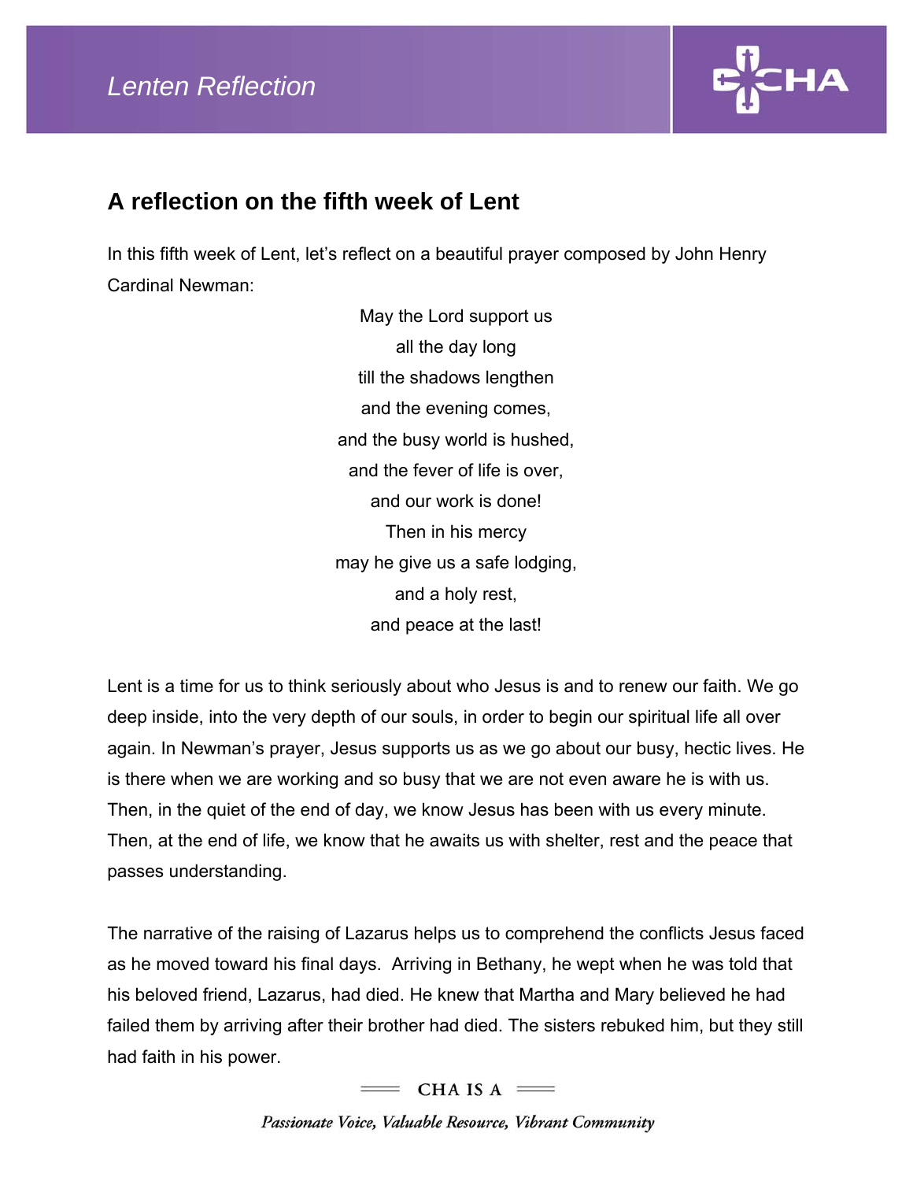Lenten Reflection

## A reflection on the fifth week of Lent

In this fifth week of Lent, let's reflect on a beautiful prayer composed by John Henry Cardinal Newman:

May the Lord support us  
all the day long  
till the shadows lengthen  
and the evening comes,  
and the busy world is hushed,  
and the fever of life is over,  
and our work is done!  
Then in his mercy  
may he give us a safe lodging,  
and a holy rest,  
and peace at the last!

Lent is a time for us to think seriously about who Jesus is and to renew our faith. We go deep inside, into the very depth of our souls, in order to begin our spiritual life all over again. In Newman's prayer, Jesus supports us as we go about our busy, hectic lives. He is there when we are working and so busy that we are not even aware he is with us. Then, in the quiet of the end of day, we know Jesus has been with us every minute. Then, at the end of life, we know that he awaits us with shelter, rest and the peace that passes understanding.

The narrative of the raising of Lazarus helps us to comprehend the conflicts Jesus faced as he moved toward his final days. Arriving in Bethany, he wept when he was told that his beloved friend, Lazarus, had died. He knew that Martha and Mary believed he had failed them by arriving after their brother had died. The sisters rebuked him, but they still had faith in his power.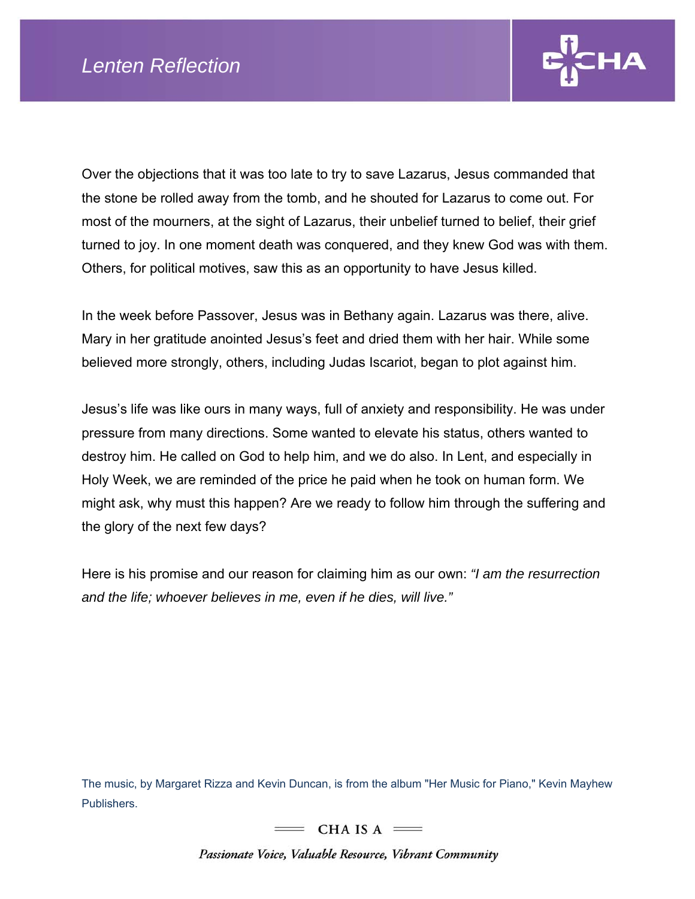Over the objections that it was too late to try to save Lazarus, Jesus commanded that the stone be rolled away from the tomb, and he shouted for Lazarus to come out. For most of the mourners, at the sight of Lazarus, their unbelief turned to belief, their grief turned to joy. In one moment death was conquered, and they knew God was with them. Others, for political motives, saw this as an opportunity to have Jesus killed.

In the week before Passover, Jesus was in Bethany again. Lazarus was there, alive. Mary in her gratitude anointed Jesus's feet and dried them with her hair. While some believed more strongly, others, including Judas Iscariot, began to plot against him.

Jesus's life was like ours in many ways, full of anxiety and responsibility. He was under pressure from many directions. Some wanted to elevate his status, others wanted to destroy him. He called on God to help him, and we do also. In Lent, and especially in Holy Week, we are reminded of the price he paid when he took on human form. We might ask, why must this happen? Are we ready to follow him through the suffering and the glory of the next few days?

Here is his promise and our reason for claiming him as our own: *"I am the resurrection and the life; whoever believes in me, even if he dies, will live."*

The music, by Margaret Rizza and Kevin Duncan, is from the album "Her Music for Piano," Kevin Mayhew Publishers.